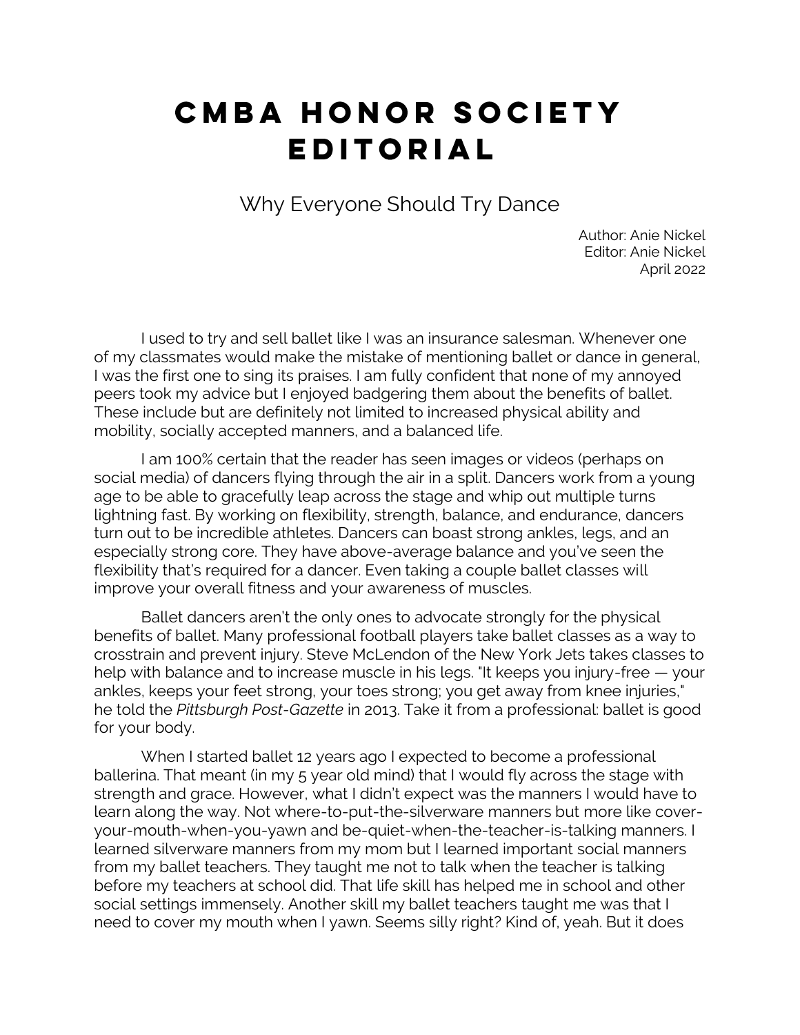# CMBA HONOR SOCIETY EDITORIAL

## Why Everyone Should Try Dance

Author: Anie Nickel
Editor: Anie Nickel
April 2022

I used to try and sell ballet like I was an insurance salesman. Whenever one of my classmates would make the mistake of mentioning ballet or dance in general, I was the first one to sing its praises. I am fully confident that none of my annoyed peers took my advice but I enjoyed badgering them about the benefits of ballet. These include but are definitely not limited to increased physical ability and mobility, socially accepted manners, and a balanced life.

I am 100% certain that the reader has seen images or videos (perhaps on social media) of dancers flying through the air in a split. Dancers work from a young age to be able to gracefully leap across the stage and whip out multiple turns lightning fast. By working on flexibility, strength, balance, and endurance, dancers turn out to be incredible athletes. Dancers can boast strong ankles, legs, and an especially strong core. They have above-average balance and you've seen the flexibility that's required for a dancer. Even taking a couple ballet classes will improve your overall fitness and your awareness of muscles.

Ballet dancers aren't the only ones to advocate strongly for the physical benefits of ballet. Many professional football players take ballet classes as a way to crosstrain and prevent injury. Steve McLendon of the New York Jets takes classes to help with balance and to increase muscle in his legs. "It keeps you injury-free — your ankles, keeps your feet strong, your toes strong; you get away from knee injuries," he told the *Pittsburgh Post-Gazette* in 2013. Take it from a professional: ballet is good for your body.

When I started ballet 12 years ago I expected to become a professional ballerina. That meant (in my 5 year old mind) that I would fly across the stage with strength and grace. However, what I didn't expect was the manners I would have to learn along the way. Not where-to-put-the-silverware manners but more like cover-your-mouth-when-you-yawn and be-quiet-when-the-teacher-is-talking manners. I learned silverware manners from my mom but I learned important social manners from my ballet teachers. They taught me not to talk when the teacher is talking before my teachers at school did. That life skill has helped me in school and other social settings immensely. Another skill my ballet teachers taught me was that I need to cover my mouth when I yawn. Seems silly right? Kind of, yeah. But it does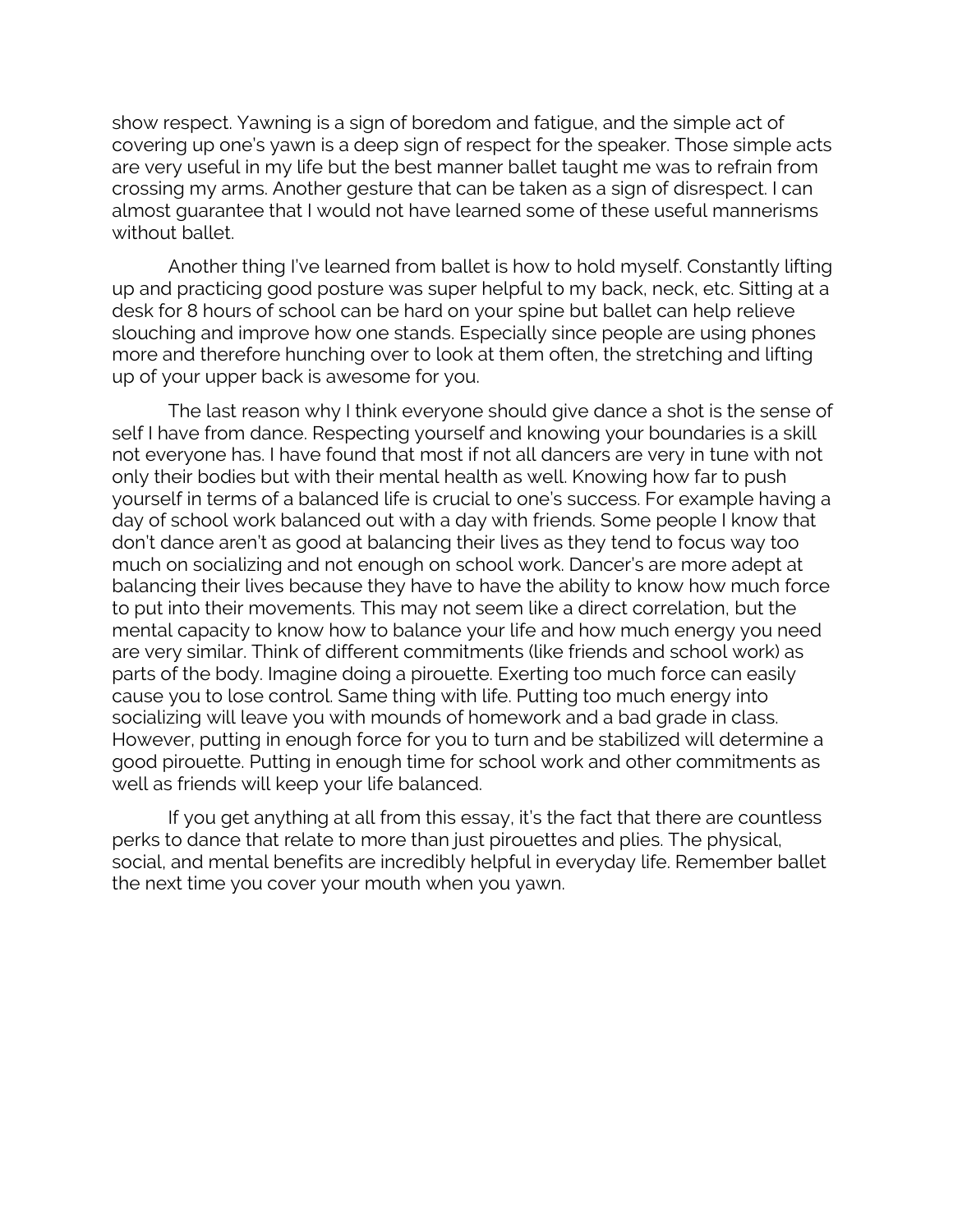show respect. Yawning is a sign of boredom and fatigue, and the simple act of covering up one's yawn is a deep sign of respect for the speaker. Those simple acts are very useful in my life but the best manner ballet taught me was to refrain from crossing my arms. Another gesture that can be taken as a sign of disrespect. I can almost guarantee that I would not have learned some of these useful mannerisms without ballet.

Another thing I've learned from ballet is how to hold myself. Constantly lifting up and practicing good posture was super helpful to my back, neck, etc. Sitting at a desk for 8 hours of school can be hard on your spine but ballet can help relieve slouching and improve how one stands. Especially since people are using phones more and therefore hunching over to look at them often, the stretching and lifting up of your upper back is awesome for you.

The last reason why I think everyone should give dance a shot is the sense of self I have from dance. Respecting yourself and knowing your boundaries is a skill not everyone has. I have found that most if not all dancers are very in tune with not only their bodies but with their mental health as well. Knowing how far to push yourself in terms of a balanced life is crucial to one's success. For example having a day of school work balanced out with a day with friends. Some people I know that don't dance aren't as good at balancing their lives as they tend to focus way too much on socializing and not enough on school work. Dancer's are more adept at balancing their lives because they have to have the ability to know how much force to put into their movements. This may not seem like a direct correlation, but the mental capacity to know how to balance your life and how much energy you need are very similar. Think of different commitments (like friends and school work) as parts of the body. Imagine doing a pirouette. Exerting too much force can easily cause you to lose control. Same thing with life. Putting too much energy into socializing will leave you with mounds of homework and a bad grade in class. However, putting in enough force for you to turn and be stabilized will determine a good pirouette. Putting in enough time for school work and other commitments as well as friends will keep your life balanced.

If you get anything at all from this essay, it's the fact that there are countless perks to dance that relate to more than just pirouettes and plies. The physical, social, and mental benefits are incredibly helpful in everyday life. Remember ballet the next time you cover your mouth when you yawn.